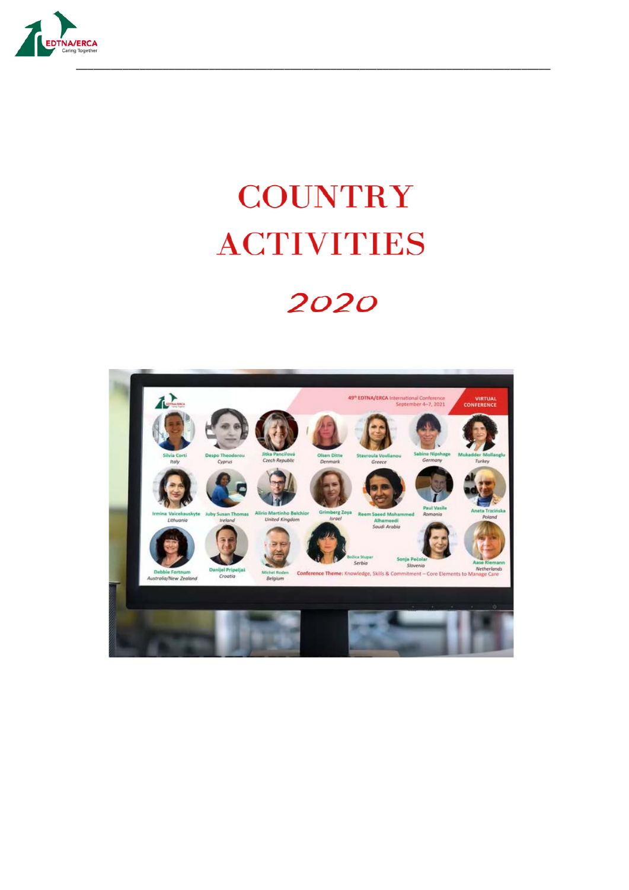# COUNTRY ACTIVITIES

# 2020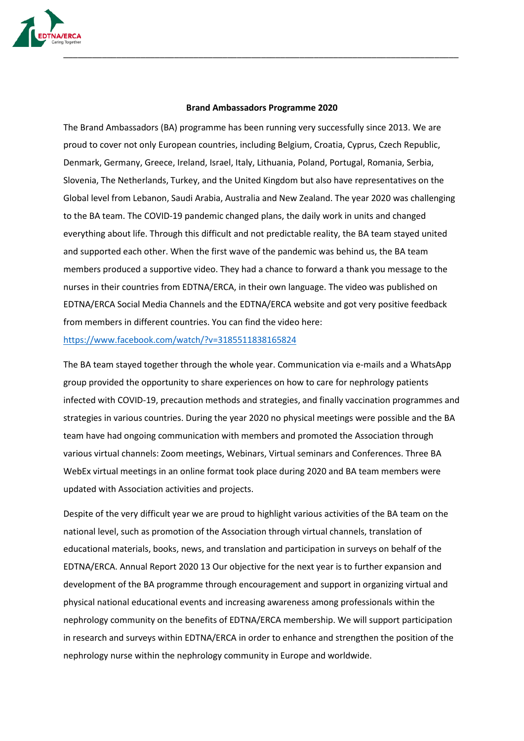**Brand Ambassadors Programme 2020**

The Brand Ambassadors (BA) programme has been running very successfully since 2013. We are proud to cover not only European countries, including Belgium, Croatia, Cyprus, Czech Republic, Denmark, Germany, Greece, Ireland, Israel, Italy, Lithuania, Poland, Portugal, Romania, Serbia, Slovenia, The Netherlands, Turkey, and the United Kingdom but also have representatives on the Global level from Lebanon, Saudi Arabia, Australia and New Zealand. The year 2020 was challenging to the BA team. The COVID-19 pandemic changed plans, the daily work in units and changed everything about life. Through this difficult and not predictable reality, the BA team stayed united and supported each other. When the first wave of the pandemic was behind us, the BA team members produced a supportive video. They had a chance to forward a thank you message to the nurses in their countries from EDTNA/ERCA, in their own language. The video was published on EDTNA/ERCA Social Media Channels and the EDTNA/ERCA website and got very positive feedback from members in different countries. You can find the video here: https://www.facebook.com/watch/?v=3185511838165824

The BA team stayed together through the whole year. Communication via e-mails and a WhatsApp group provided the opportunity to share experiences on how to care for nephrology patients infected with COVID-19, precaution methods and strategies, and finally vaccination programmes and strategies in various countries. During the year 2020 no physical meetings were possible and the BA team have had ongoing communication with members and promoted the Association through various virtual channels: Zoom meetings, Webinars, Virtual seminars and Conferences. Three BA WebEx virtual meetings in an online format took place during 2020 and BA team members were updated with Association activities and projects.

Despite of the very difficult year we are proud to highlight various activities of the BA team on the national level, such as promotion of the Association through virtual channels, translation of educational materials, books, news, and translation and participation in surveys on behalf of the EDTNA/ERCA. Annual Report 2020 13 Our objective for the next year is to further expansion and development of the BA programme through encouragement and support in organizing virtual and physical national educational events and increasing awareness among professionals within the nephrology community on the benefits of EDTNA/ERCA membership. We will support participation in research and surveys within EDTNA/ERCA in order to enhance and strengthen the position of the nephrology nurse within the nephrology community in Europe and worldwide.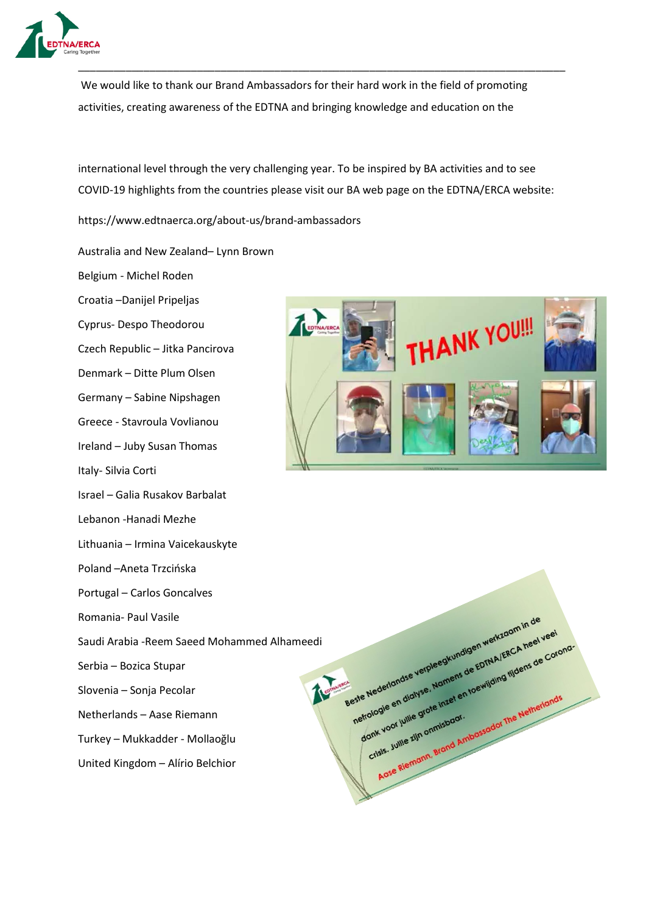We would like to thank our Brand Ambassadors for their hard work in the field of promoting activities, creating awareness of the EDTNA and bringing knowledge and education on the

international level through the very challenging year. To be inspired by BA activities and to see COVID-19 highlights from the countries please visit our BA web page on the EDTNA/ERCA website:

https://www.edtnaerca.org/about-us/brand-ambassadors

Australia and New Zealand– Lynn Brown

Belgium - Michel Roden

Croatia –Danijel Pripeljas

Cyprus- Despo Theodorou

Czech Republic – Jitka Pancirova

Denmark – Ditte Plum Olsen

Germany – Sabine Nipshagen

Greece - Stavroula Vovlianou

Ireland – Juby Susan Thomas

Italy- Silvia Corti

Israel – Galia Rusakov Barbalat

Lebanon -Hanadi Mezhe

Lithuania – Irmina Vaicekauskyte

Poland –Aneta Trzcińska

Portugal – Carlos Goncalves

Romania- Paul Vasile

Saudi Arabia -Reem Saeed Mohammed Alhameedi

Serbia – Bozica Stupar

Slovenia – Sonja Pecolar

Netherlands – Aase Riemann

Turkey – Mukkadder - Mollaoğlu

United Kingdom – Alírio Belchior